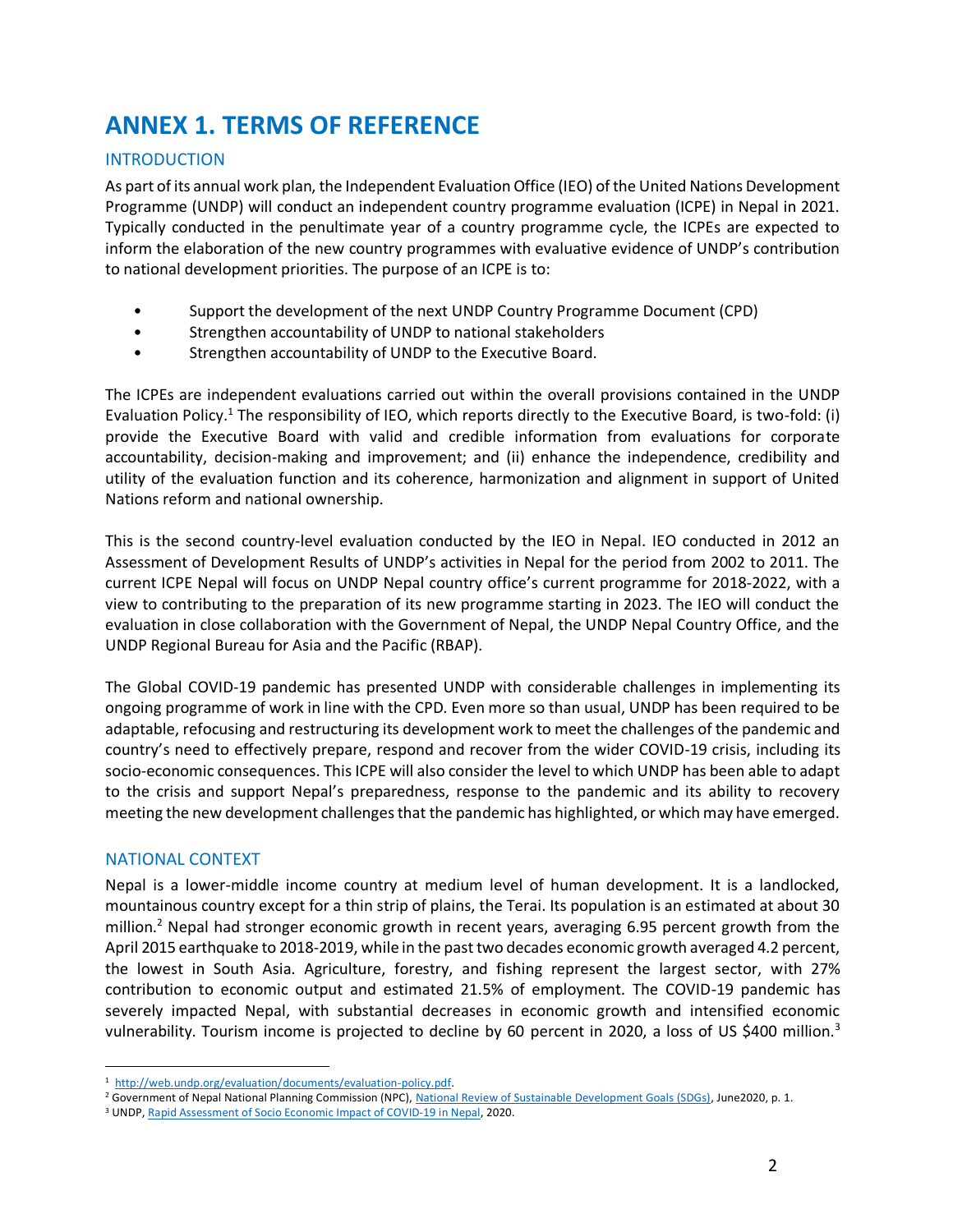# ANNEX 1. TERMS OF REFERENCE

## INTRODUCTION

As part of its annual work plan, the Independent Evaluation Office (IEO) of the United Nations Development Programme (UNDP) will conduct an independent country programme evaluation (ICPE) in Nepal in 2021. Typically conducted in the penultimate year of a country programme cycle, the ICPEs are expected to inform the elaboration of the new country programmes with evaluative evidence of UNDP's contribution to national development priorities. The purpose of an ICPE is to:

- Support the development of the next UNDP Country Programme Document (CPD)
- Strengthen accountability of UNDP to national stakeholders
- Strengthen accountability of UNDP to the Executive Board.

The ICPEs are independent evaluations carried out within the overall provisions contained in the UNDP Evaluation Policy.[1] The responsibility of IEO, which reports directly to the Executive Board, is two-fold: (i) provide the Executive Board with valid and credible information from evaluations for corporate accountability, decision-making and improvement; and (ii) enhance the independence, credibility and utility of the evaluation function and its coherence, harmonization and alignment in support of United Nations reform and national ownership.

This is the second country-level evaluation conducted by the IEO in Nepal. IEO conducted in 2012 an Assessment of Development Results of UNDP's activities in Nepal for the period from 2002 to 2011. The current ICPE Nepal will focus on UNDP Nepal country office's current programme for 2018-2022, with a view to contributing to the preparation of its new programme starting in 2023. The IEO will conduct the evaluation in close collaboration with the Government of Nepal, the UNDP Nepal Country Office, and the UNDP Regional Bureau for Asia and the Pacific (RBAP).

The Global COVID-19 pandemic has presented UNDP with considerable challenges in implementing its ongoing programme of work in line with the CPD. Even more so than usual, UNDP has been required to be adaptable, refocusing and restructuring its development work to meet the challenges of the pandemic and country's need to effectively prepare, respond and recover from the wider COVID-19 crisis, including its socio-economic consequences. This ICPE will also consider the level to which UNDP has been able to adapt to the crisis and support Nepal's preparedness, response to the pandemic and its ability to recovery meeting the new development challenges that the pandemic has highlighted, or which may have emerged.

## NATIONAL CONTEXT

Nepal is a lower-middle income country at medium level of human development. It is a landlocked, mountainous country except for a thin strip of plains, the Terai. Its population is an estimated at about 30 million.[2] Nepal had stronger economic growth in recent years, averaging 6.95 percent growth from the April 2015 earthquake to 2018-2019, while in the past two decades economic growth averaged 4.2 percent, the lowest in South Asia. Agriculture, forestry, and fishing represent the largest sector, with 27% contribution to economic output and estimated 21.5% of employment. The COVID-19 pandemic has severely impacted Nepal, with substantial decreases in economic growth and intensified economic vulnerability. Tourism income is projected to decline by 60 percent in 2020, a loss of US $400 million.[3]

---

[1] http://web.undp.org/evaluation/documents/evaluation-policy.pdf.

[2] Government of Nepal National Planning Commission (NPC), National Review of Sustainable Development Goals (SDGs), June2020, p. 1.

[3] UNDP, Rapid Assessment of Socio Economic Impact of COVID-19 in Nepal, 2020.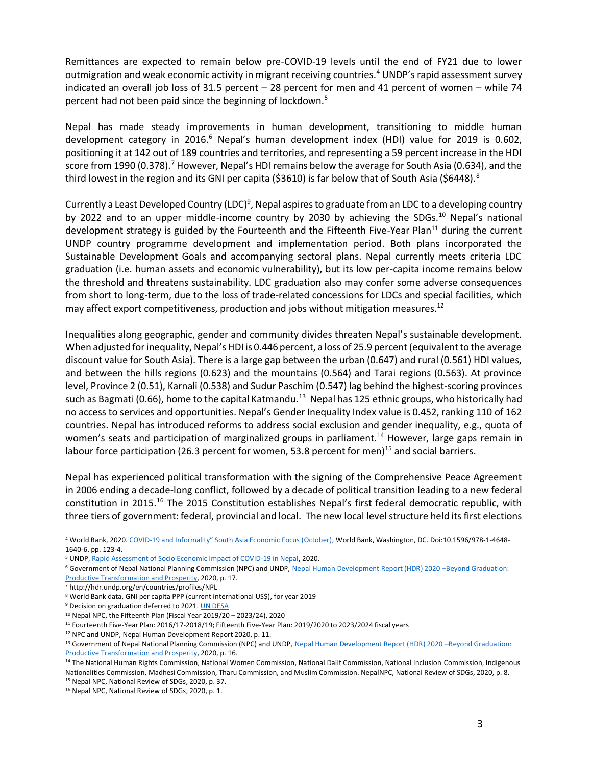Remittances are expected to remain below pre-COVID-19 levels until the end of FY21 due to lower outmigration and weak economic activity in migrant receiving countries.[4] UNDP's rapid assessment survey indicated an overall job loss of 31.5 percent – 28 percent for men and 41 percent of women – while 74 percent had not been paid since the beginning of lockdown.[5]

Nepal has made steady improvements in human development, transitioning to middle human development category in 2016.[6] Nepal's human development index (HDI) value for 2019 is 0.602, positioning it at 142 out of 189 countries and territories, and representing a 59 percent increase in the HDI score from 1990 (0.378).[7] However, Nepal's HDI remains below the average for South Asia (0.634), and the third lowest in the region and its GNI per capita ($3610) is far below that of South Asia ($6448).[8]

Currently a Least Developed Country (LDC)[9], Nepal aspires to graduate from an LDC to a developing country by 2022 and to an upper middle-income country by 2030 by achieving the SDGs.[10] Nepal's national development strategy is guided by the Fourteenth and the Fifteenth Five-Year Plan[11] during the current UNDP country programme development and implementation period. Both plans incorporated the Sustainable Development Goals and accompanying sectoral plans. Nepal currently meets criteria LDC graduation (i.e. human assets and economic vulnerability), but its low per-capita income remains below the threshold and threatens sustainability. LDC graduation also may confer some adverse consequences from short to long-term, due to the loss of trade-related concessions for LDCs and special facilities, which may affect export competitiveness, production and jobs without mitigation measures.[12]

Inequalities along geographic, gender and community divides threaten Nepal's sustainable development. When adjusted for inequality, Nepal's HDI is 0.446 percent, a loss of 25.9 percent (equivalent to the average discount value for South Asia). There is a large gap between the urban (0.647) and rural (0.561) HDI values, and between the hills regions (0.623) and the mountains (0.564) and Tarai regions (0.563). At province level, Province 2 (0.51), Karnali (0.538) and Sudur Paschim (0.547) lag behind the highest-scoring provinces such as Bagmati (0.66), home to the capital Katmandu.[13] Nepal has 125 ethnic groups, who historically had no access to services and opportunities. Nepal's Gender Inequality Index value is 0.452, ranking 110 of 162 countries. Nepal has introduced reforms to address social exclusion and gender inequality, e.g., quota of women's seats and participation of marginalized groups in parliament.[14] However, large gaps remain in labour force participation (26.3 percent for women, 53.8 percent for men)[15] and social barriers.

Nepal has experienced political transformation with the signing of the Comprehensive Peace Agreement in 2006 ending a decade-long conflict, followed by a decade of political transition leading to a new federal constitution in 2015.[16] The 2015 Constitution establishes Nepal's first federal democratic republic, with three tiers of government: federal, provincial and local. The new local level structure held its first elections

---

[4] World Bank, 2020. COVID-19 and Informality" South Asia Economic Focus (October), World Bank, Washington, DC. Doi:10.1596/978-1-4648-1640-6. pp. 123-4.

[5] UNDP, Rapid Assessment of Socio Economic Impact of COVID-19 in Nepal, 2020.

[6] Government of Nepal National Planning Commission (NPC) and UNDP, Nepal Human Development Report (HDR) 2020 –Beyond Graduation: Productive Transformation and Prosperity, 2020, p. 17.

[7] http://hdr.undp.org/en/countries/profiles/NPL

[8] World Bank data, GNI per capita PPP (current international US$), for year 2019

[9] Decision on graduation deferred to 2021. UN DESA

[10] Nepal NPC, the Fifteenth Plan (Fiscal Year 2019/20 – 2023/24), 2020

[11] Fourteenth Five-Year Plan: 2016/17-2018/19; Fifteenth Five-Year Plan: 2019/2020 to 2023/2024 fiscal years

[12] NPC and UNDP, Nepal Human Development Report 2020, p. 11.

[13] Government of Nepal National Planning Commission (NPC) and UNDP, Nepal Human Development Report (HDR) 2020 –Beyond Graduation: Productive Transformation and Prosperity, 2020, p. 16.

[14] The National Human Rights Commission, National Women Commission, National Dalit Commission, National Inclusion Commission, Indigenous Nationalities Commission, Madhesi Commission, Tharu Commission, and Muslim Commission. NepalNPC, National Review of SDGs, 2020, p. 8.

[15] Nepal NPC, National Review of SDGs, 2020, p. 37.

[16] Nepal NPC, National Review of SDGs, 2020, p. 1.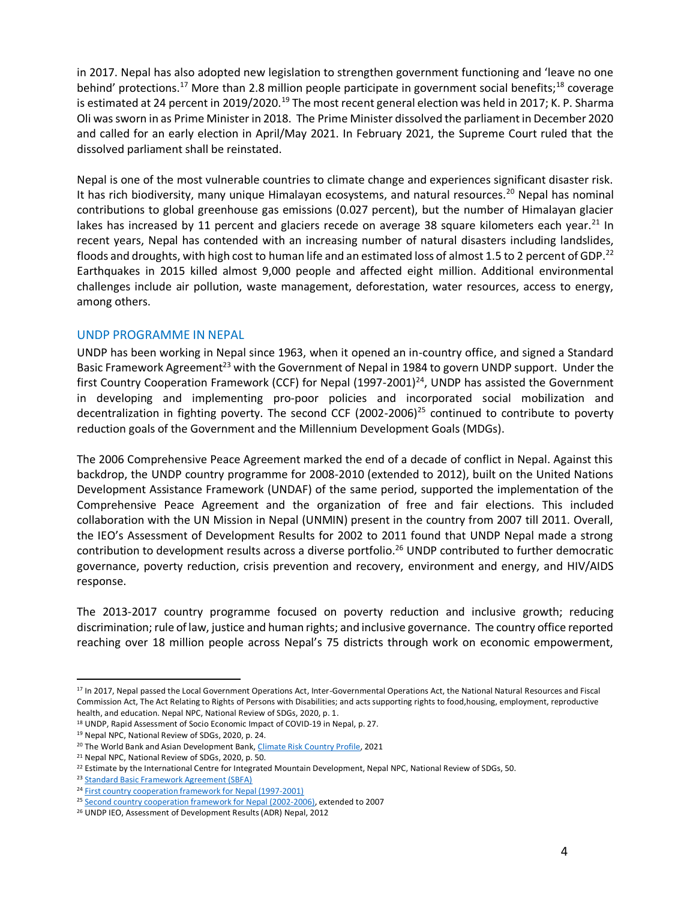in 2017. Nepal has also adopted new legislation to strengthen government functioning and 'leave no one behind' protections.[17] More than 2.8 million people participate in government social benefits;[18] coverage is estimated at 24 percent in 2019/2020.[19] The most recent general election was held in 2017; K. P. Sharma Oli was sworn in as Prime Minister in 2018. The Prime Minister dissolved the parliament in December 2020 and called for an early election in April/May 2021. In February 2021, the Supreme Court ruled that the dissolved parliament shall be reinstated.

Nepal is one of the most vulnerable countries to climate change and experiences significant disaster risk. It has rich biodiversity, many unique Himalayan ecosystems, and natural resources.[20] Nepal has nominal contributions to global greenhouse gas emissions (0.027 percent), but the number of Himalayan glacier lakes has increased by 11 percent and glaciers recede on average 38 square kilometers each year.[21] In recent years, Nepal has contended with an increasing number of natural disasters including landslides, floods and droughts, with high cost to human life and an estimated loss of almost 1.5 to 2 percent of GDP.[22] Earthquakes in 2015 killed almost 9,000 people and affected eight million. Additional environmental challenges include air pollution, waste management, deforestation, water resources, access to energy, among others.

## UNDP PROGRAMME IN NEPAL

UNDP has been working in Nepal since 1963, when it opened an in-country office, and signed a Standard Basic Framework Agreement[23] with the Government of Nepal in 1984 to govern UNDP support. Under the first Country Cooperation Framework (CCF) for Nepal (1997-2001)[24], UNDP has assisted the Government in developing and implementing pro-poor policies and incorporated social mobilization and decentralization in fighting poverty. The second CCF (2002-2006)[25] continued to contribute to poverty reduction goals of the Government and the Millennium Development Goals (MDGs).

The 2006 Comprehensive Peace Agreement marked the end of a decade of conflict in Nepal. Against this backdrop, the UNDP country programme for 2008-2010 (extended to 2012), built on the United Nations Development Assistance Framework (UNDAF) of the same period, supported the implementation of the Comprehensive Peace Agreement and the organization of free and fair elections. This included collaboration with the UN Mission in Nepal (UNMIN) present in the country from 2007 till 2011. Overall, the IEO's Assessment of Development Results for 2002 to 2011 found that UNDP Nepal made a strong contribution to development results across a diverse portfolio.[26] UNDP contributed to further democratic governance, poverty reduction, crisis prevention and recovery, environment and energy, and HIV/AIDS response.

The 2013-2017 country programme focused on poverty reduction and inclusive growth; reducing discrimination; rule of law, justice and human rights; and inclusive governance. The country office reported reaching over 18 million people across Nepal's 75 districts through work on economic empowerment,

---

[17] In 2017, Nepal passed the Local Government Operations Act, Inter-Governmental Operations Act, the National Natural Resources and Fiscal Commission Act, The Act Relating to Rights of Persons with Disabilities; and acts supporting rights to food,housing, employment, reproductive health, and education. Nepal NPC, National Review of SDGs, 2020, p. 1.

[18] UNDP, Rapid Assessment of Socio Economic Impact of COVID-19 in Nepal, p. 27.

[19] Nepal NPC, National Review of SDGs, 2020, p. 24.

[20] The World Bank and Asian Development Bank, Climate Risk Country Profile, 2021

[21] Nepal NPC, National Review of SDGs, 2020, p. 50.

[22] Estimate by the International Centre for Integrated Mountain Development, Nepal NPC, National Review of SDGs, 50.

[23] Standard Basic Framework Agreement (SBFA)

[24] First country cooperation framework for Nepal (1997-2001)

[25] Second country cooperation framework for Nepal (2002-2006), extended to 2007

[26] UNDP IEO, Assessment of Development Results (ADR) Nepal, 2012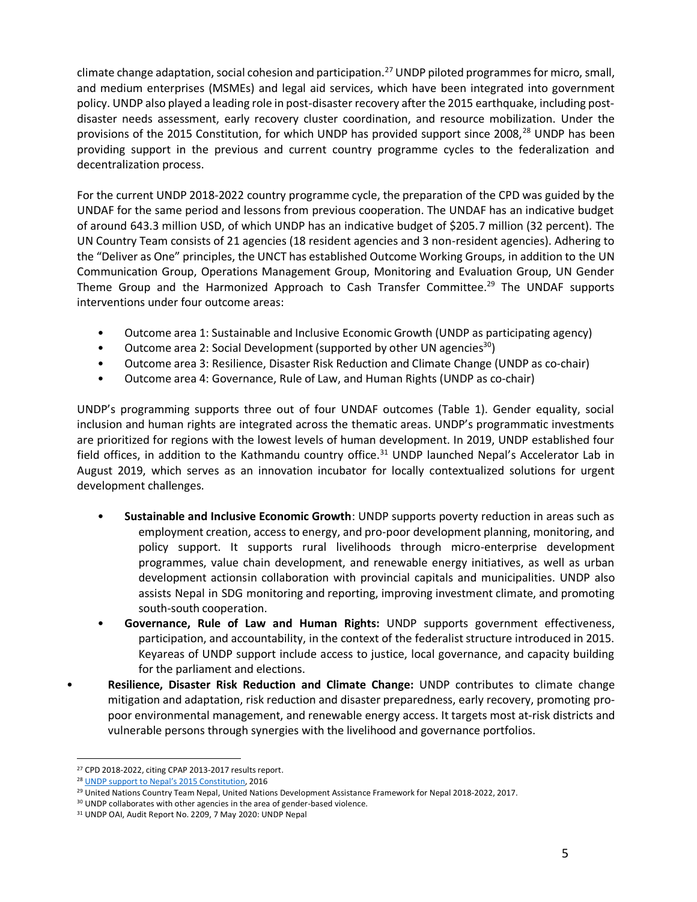climate change adaptation, social cohesion and participation.[27] UNDP piloted programmes for micro, small, and medium enterprises (MSMEs) and legal aid services, which have been integrated into government policy. UNDP also played a leading role in post-disaster recovery after the 2015 earthquake, including post-disaster needs assessment, early recovery cluster coordination, and resource mobilization. Under the provisions of the 2015 Constitution, for which UNDP has provided support since 2008,[28] UNDP has been providing support in the previous and current country programme cycles to the federalization and decentralization process.

For the current UNDP 2018-2022 country programme cycle, the preparation of the CPD was guided by the UNDAF for the same period and lessons from previous cooperation. The UNDAF has an indicative budget of around 643.3 million USD, of which UNDP has an indicative budget of $205.7 million (32 percent). The UN Country Team consists of 21 agencies (18 resident agencies and 3 non-resident agencies). Adhering to the "Deliver as One" principles, the UNCT has established Outcome Working Groups, in addition to the UN Communication Group, Operations Management Group, Monitoring and Evaluation Group, UN Gender Theme Group and the Harmonized Approach to Cash Transfer Committee.[29] The UNDAF supports interventions under four outcome areas:

- Outcome area 1: Sustainable and Inclusive Economic Growth (UNDP as participating agency)
- Outcome area 2: Social Development (supported by other UN agencies[30])
- Outcome area 3: Resilience, Disaster Risk Reduction and Climate Change (UNDP as co-chair)
- Outcome area 4: Governance, Rule of Law, and Human Rights (UNDP as co-chair)

UNDP's programming supports three out of four UNDAF outcomes (Table 1). Gender equality, social inclusion and human rights are integrated across the thematic areas. UNDP's programmatic investments are prioritized for regions with the lowest levels of human development. In 2019, UNDP established four field offices, in addition to the Kathmandu country office.[31] UNDP launched Nepal's Accelerator Lab in August 2019, which serves as an innovation incubator for locally contextualized solutions for urgent development challenges.

- **Sustainable and Inclusive Economic Growth**: UNDP supports poverty reduction in areas such as employment creation, access to energy, and pro-poor development planning, monitoring, and policy support. It supports rural livelihoods through micro-enterprise development programmes, value chain development, and renewable energy initiatives, as well as urban development actionsin collaboration with provincial capitals and municipalities. UNDP also assists Nepal in SDG monitoring and reporting, improving investment climate, and promoting south-south cooperation.
- **Governance, Rule of Law and Human Rights:** UNDP supports government effectiveness, participation, and accountability, in the context of the federalist structure introduced in 2015. Keyareas of UNDP support include access to justice, local governance, and capacity building for the parliament and elections.
- **Resilience, Disaster Risk Reduction and Climate Change:** UNDP contributes to climate change mitigation and adaptation, risk reduction and disaster preparedness, early recovery, promoting pro-poor environmental management, and renewable energy access. It targets most at-risk districts and vulnerable persons through synergies with the livelihood and governance portfolios.

---

[27] CPD 2018-2022, citing CPAP 2013-2017 results report.

[28] UNDP support to Nepal's 2015 Constitution, 2016

[29] United Nations Country Team Nepal, United Nations Development Assistance Framework for Nepal 2018-2022, 2017.

[30] UNDP collaborates with other agencies in the area of gender-based violence.

[31] UNDP OAI, Audit Report No. 2209, 7 May 2020: UNDP Nepal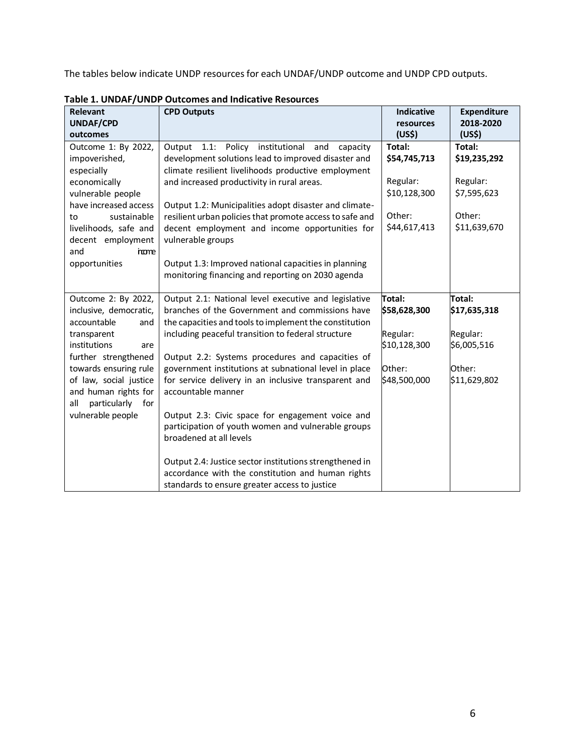The tables below indicate UNDP resources for each UNDAF/UNDP outcome and UNDP CPD outputs.

**Table 1. UNDAF/UNDP Outcomes and Indicative Resources**

| Relevant UNDAF/CPD outcomes | CPD Outputs | Indicative resources (US$) | Expenditure 2018-2020 (US$) |
|---|---|---|---|
| Outcome 1: By 2022, impoverished, especially economically vulnerable people have increased access to sustainable livelihoods, safe and decent employment and income opportunities | Output 1.1: Policy institutional and capacity development solutions lead to improved disaster and climate resilient livelihoods productive employment and increased productivity in rural areas.<br><br>Output 1.2: Municipalities adopt disaster and climate-resilient urban policies that promote access to safe and decent employment and income opportunities for vulnerable groups<br><br>Output 1.3: Improved national capacities in planning monitoring financing and reporting on 2030 agenda | **Total: $54,745,713**<br><br>Regular: $10,128,300<br><br>Other: $44,617,413 | **Total: $19,235,292**<br><br>Regular: $7,595,623<br><br>Other: $11,639,670 |
| Outcome 2: By 2022, inclusive, democratic, accountable and transparent institutions are further strengthened towards ensuring rule of law, social justice and human rights for all particularly for vulnerable people | Output 2.1: National level executive and legislative branches of the Government and commissions have the capacities and tools to implement the constitution including peaceful transition to federal structure<br><br>Output 2.2: Systems procedures and capacities of government institutions at subnational level in place for service delivery in an inclusive transparent and accountable manner<br><br>Output 2.3: Civic space for engagement voice and participation of youth women and vulnerable groups broadened at all levels<br><br>Output 2.4: Justice sector institutions strengthened in accordance with the constitution and human rights standards to ensure greater access to justice | **Total: $58,628,300**<br><br>Regular: $10,128,300<br><br>Other: $48,500,000 | **Total: $17,635,318**<br><br>Regular: $6,005,516<br><br>Other: $11,629,802 |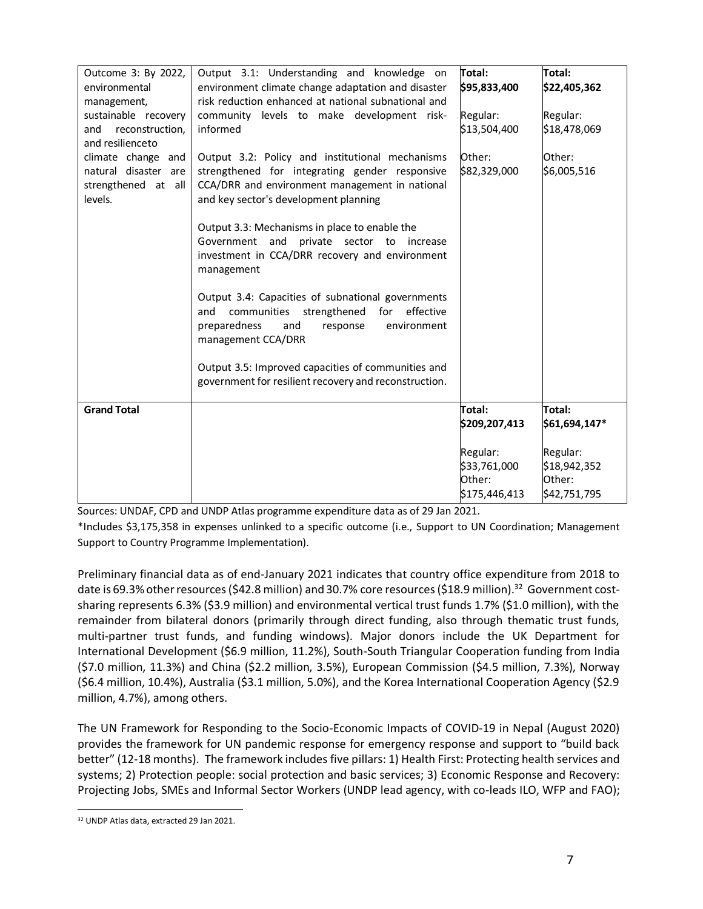| | | | |
|---|---|---|---|
| Outcome 3: By 2022, environmental management, sustainable recovery and reconstruction, and resilienceto climate change and natural disaster are strengthened at all levels. | Output 3.1: Understanding and knowledge on environment climate change adaptation and disaster risk reduction enhanced at national subnational and community levels to make development risk-informed<br><br>Output 3.2: Policy and institutional mechanisms strengthened for integrating gender responsive CCA/DRR and environment management in national and key sector's development planning<br><br>Output 3.3: Mechanisms in place to enable the Government and private sector to increase investment in CCA/DRR recovery and environment management<br><br>Output 3.4: Capacities of subnational governments and communities strengthened for effective preparedness and response environment management CCA/DRR<br><br>Output 3.5: Improved capacities of communities and government for resilient recovery and reconstruction. | **Total: $95,833,400**<br><br>Regular: $13,504,400<br><br>Other: $82,329,000 | **Total: $22,405,362**<br><br>Regular: $18,478,069<br><br>Other: $6,005,516 |
| **Grand Total** | | **Total: $209,207,413**<br><br>Regular: $33,761,000<br>Other: $175,446,413 | **Total: $61,694,147***<br><br>Regular: $18,942,352<br>Other: $42,751,795 |

Sources: UNDAF, CPD and UNDP Atlas programme expenditure data as of 29 Jan 2021.

*Includes $3,175,358 in expenses unlinked to a specific outcome (i.e., Support to UN Coordination; Management Support to Country Programme Implementation).

Preliminary financial data as of end-January 2021 indicates that country office expenditure from 2018 to date is 69.3% other resources ($42.8 million) and 30.7% core resources ($18.9 million).[32] Government cost-sharing represents 6.3% ($3.9 million) and environmental vertical trust funds 1.7% ($1.0 million), with the remainder from bilateral donors (primarily through direct funding, also through thematic trust funds, multi-partner trust funds, and funding windows). Major donors include the UK Department for International Development ($6.9 million, 11.2%), South-South Triangular Cooperation funding from India ($7.0 million, 11.3%) and China ($2.2 million, 3.5%), European Commission ($4.5 million, 7.3%), Norway ($6.4 million, 10.4%), Australia ($3.1 million, 5.0%), and the Korea International Cooperation Agency ($2.9 million, 4.7%), among others.

The UN Framework for Responding to the Socio-Economic Impacts of COVID-19 in Nepal (August 2020) provides the framework for UN pandemic response for emergency response and support to "build back better" (12-18 months). The framework includes five pillars: 1) Health First: Protecting health services and systems; 2) Protection people: social protection and basic services; 3) Economic Response and Recovery: Projecting Jobs, SMEs and Informal Sector Workers (UNDP lead agency, with co-leads ILO, WFP and FAO);

[32] UNDP Atlas data, extracted 29 Jan 2021.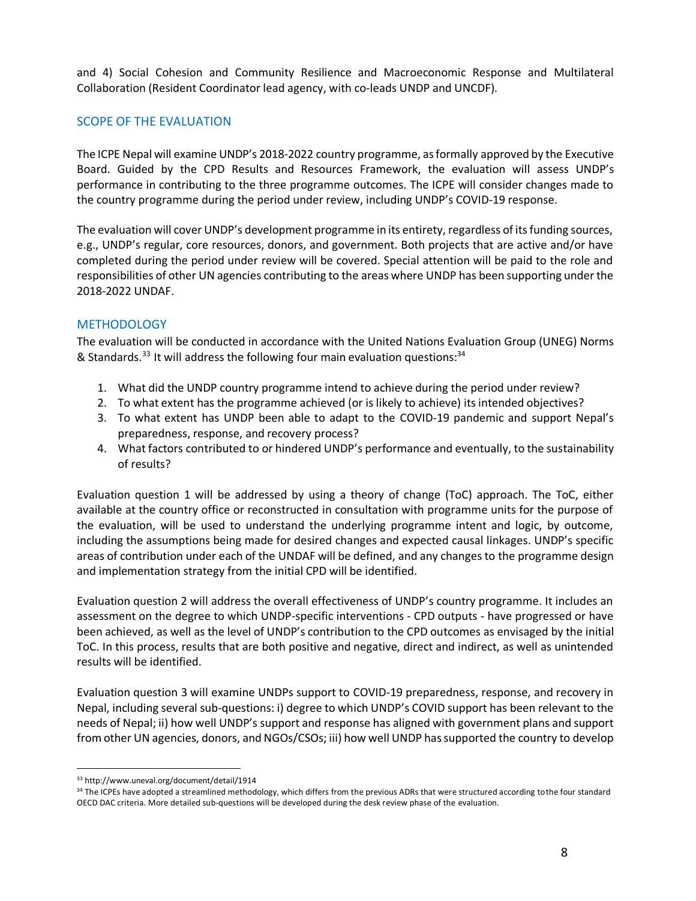and 4) Social Cohesion and Community Resilience and Macroeconomic Response and Multilateral Collaboration (Resident Coordinator lead agency, with co-leads UNDP and UNCDF).

## SCOPE OF THE EVALUATION

The ICPE Nepal will examine UNDP's 2018-2022 country programme, as formally approved by the Executive Board. Guided by the CPD Results and Resources Framework, the evaluation will assess UNDP's performance in contributing to the three programme outcomes. The ICPE will consider changes made to the country programme during the period under review, including UNDP's COVID-19 response.

The evaluation will cover UNDP's development programme in its entirety, regardless of its funding sources, e.g., UNDP's regular, core resources, donors, and government. Both projects that are active and/or have completed during the period under review will be covered. Special attention will be paid to the role and responsibilities of other UN agencies contributing to the areas where UNDP has been supporting under the 2018-2022 UNDAF.

## METHODOLOGY

The evaluation will be conducted in accordance with the United Nations Evaluation Group (UNEG) Norms & Standards.[33] It will address the following four main evaluation questions:[34]

1. What did the UNDP country programme intend to achieve during the period under review?
2. To what extent has the programme achieved (or is likely to achieve) its intended objectives?
3. To what extent has UNDP been able to adapt to the COVID-19 pandemic and support Nepal's preparedness, response, and recovery process?
4. What factors contributed to or hindered UNDP's performance and eventually, to the sustainability of results?

Evaluation question 1 will be addressed by using a theory of change (ToC) approach. The ToC, either available at the country office or reconstructed in consultation with programme units for the purpose of the evaluation, will be used to understand the underlying programme intent and logic, by outcome, including the assumptions being made for desired changes and expected causal linkages. UNDP's specific areas of contribution under each of the UNDAF will be defined, and any changes to the programme design and implementation strategy from the initial CPD will be identified.

Evaluation question 2 will address the overall effectiveness of UNDP's country programme. It includes an assessment on the degree to which UNDP-specific interventions - CPD outputs - have progressed or have been achieved, as well as the level of UNDP's contribution to the CPD outcomes as envisaged by the initial ToC. In this process, results that are both positive and negative, direct and indirect, as well as unintended results will be identified.

Evaluation question 3 will examine UNDPs support to COVID-19 preparedness, response, and recovery in Nepal, including several sub-questions: i) degree to which UNDP's COVID support has been relevant to the needs of Nepal; ii) how well UNDP's support and response has aligned with government plans and support from other UN agencies, donors, and NGOs/CSOs; iii) how well UNDP has supported the country to develop

---

[33] http://www.uneval.org/document/detail/1914

[34] The ICPEs have adopted a streamlined methodology, which differs from the previous ADRs that were structured according to the four standard OECD DAC criteria. More detailed sub-questions will be developed during the desk review phase of the evaluation.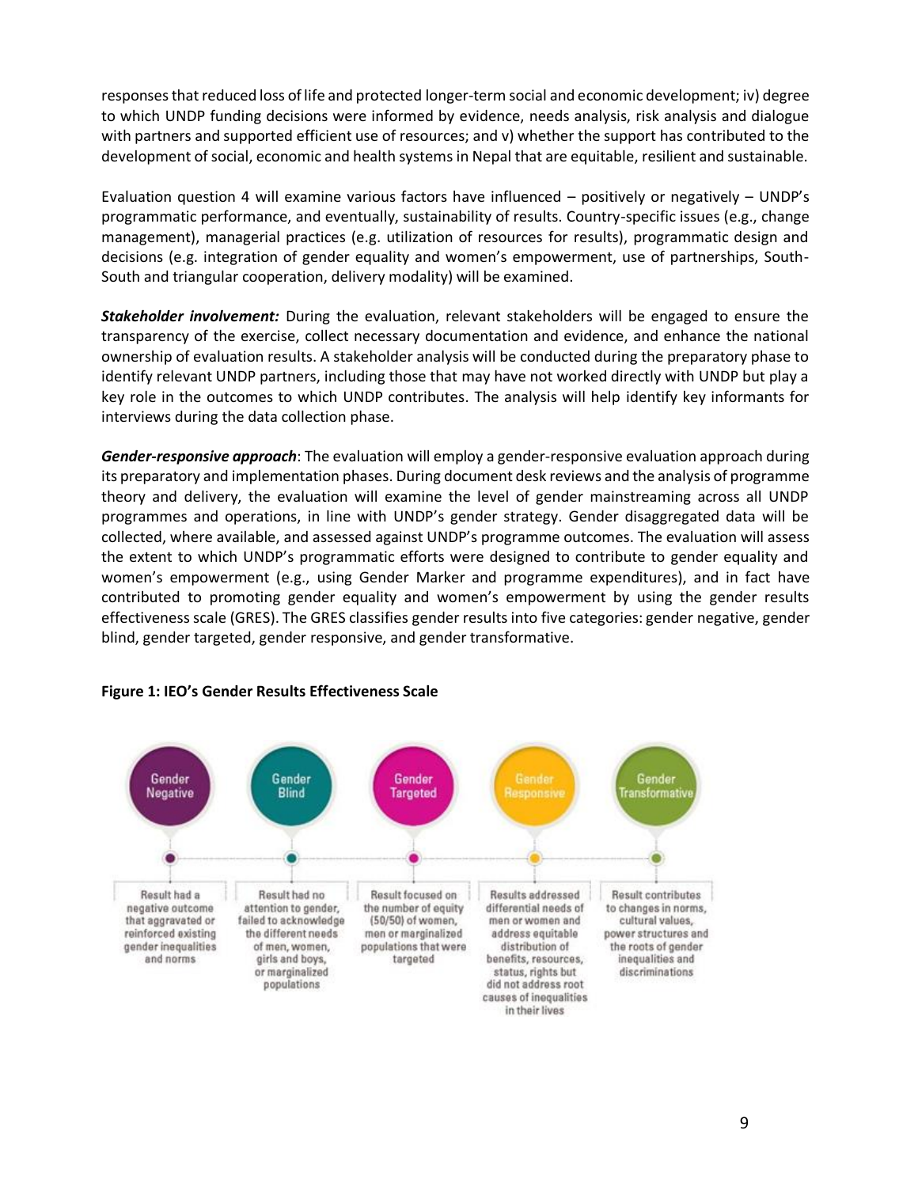responses that reduced loss of life and protected longer-term social and economic development; iv) degree to which UNDP funding decisions were informed by evidence, needs analysis, risk analysis and dialogue with partners and supported efficient use of resources; and v) whether the support has contributed to the development of social, economic and health systems in Nepal that are equitable, resilient and sustainable.

Evaluation question 4 will examine various factors have influenced – positively or negatively – UNDP's programmatic performance, and eventually, sustainability of results. Country-specific issues (e.g., change management), managerial practices (e.g. utilization of resources for results), programmatic design and decisions (e.g. integration of gender equality and women's empowerment, use of partnerships, South-South and triangular cooperation, delivery modality) will be examined.

***Stakeholder involvement:*** During the evaluation, relevant stakeholders will be engaged to ensure the transparency of the exercise, collect necessary documentation and evidence, and enhance the national ownership of evaluation results. A stakeholder analysis will be conducted during the preparatory phase to identify relevant UNDP partners, including those that may have not worked directly with UNDP but play a key role in the outcomes to which UNDP contributes. The analysis will help identify key informants for interviews during the data collection phase.

***Gender-responsive approach***: The evaluation will employ a gender-responsive evaluation approach during its preparatory and implementation phases. During document desk reviews and the analysis of programme theory and delivery, the evaluation will examine the level of gender mainstreaming across all UNDP programmes and operations, in line with UNDP's gender strategy. Gender disaggregated data will be collected, where available, and assessed against UNDP's programme outcomes. The evaluation will assess the extent to which UNDP's programmatic efforts were designed to contribute to gender equality and women's empowerment (e.g., using Gender Marker and programme expenditures), and in fact have contributed to promoting gender equality and women's empowerment by using the gender results effectiveness scale (GRES). The GRES classifies gender results into five categories: gender negative, gender blind, gender targeted, gender responsive, and gender transformative.

**Figure 1: IEO's Gender Results Effectiveness Scale**

| Gender Negative | Gender Blind | Gender Targeted | Gender Responsive | Gender Transformative |
|---|---|---|---|---|
| Result had a negative outcome that aggravated or reinforced existing gender inequalities and norms | Result had no attention to gender, failed to acknowledge the different needs of men, women, girls and boys, or marginalized populations | Result focused on the number of equity (50/50) of women, men or marginalized populations that were targeted | Results addressed differential needs of men or women and address equitable distribution of benefits, resources, status, rights but did not address root causes of inequalities in their lives | Result contributes to changes in norms, cultural values, power structures and the roots of gender inequalities and discriminations |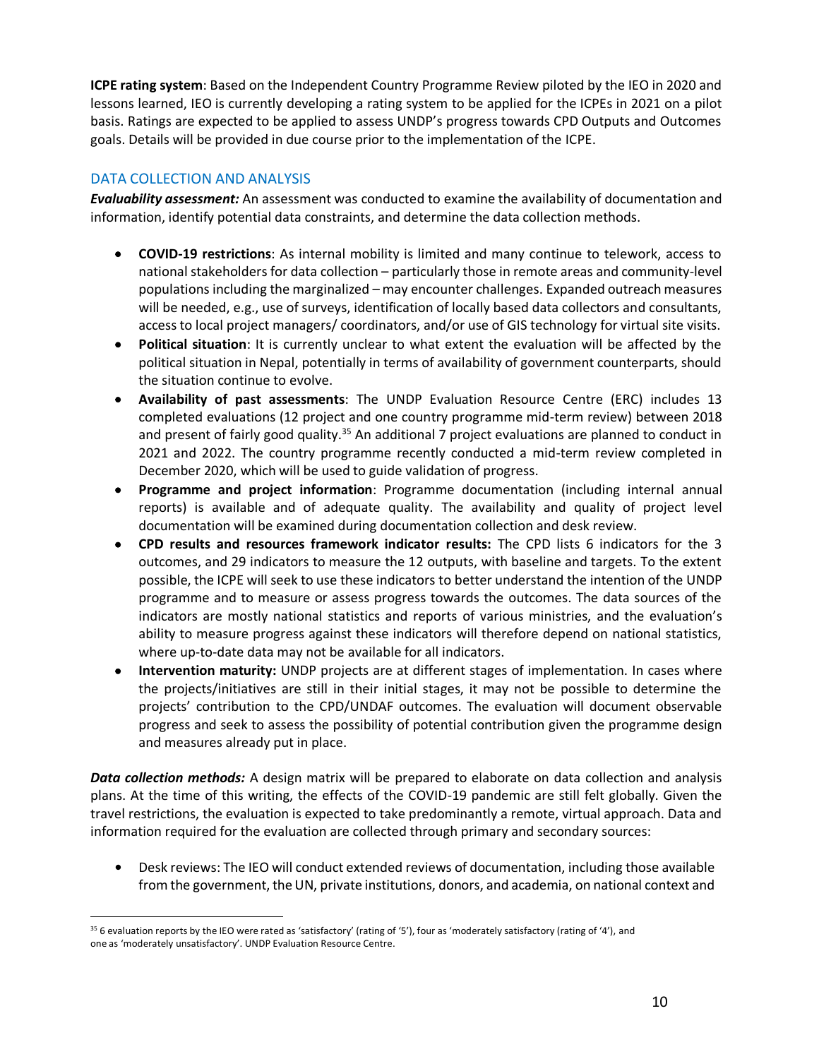**ICPE rating system**: Based on the Independent Country Programme Review piloted by the IEO in 2020 and lessons learned, IEO is currently developing a rating system to be applied for the ICPEs in 2021 on a pilot basis. Ratings are expected to be applied to assess UNDP's progress towards CPD Outputs and Outcomes goals. Details will be provided in due course prior to the implementation of the ICPE.

## DATA COLLECTION AND ANALYSIS

***Evaluability assessment:*** An assessment was conducted to examine the availability of documentation and information, identify potential data constraints, and determine the data collection methods.

- **COVID-19 restrictions**: As internal mobility is limited and many continue to telework, access to national stakeholders for data collection – particularly those in remote areas and community-level populations including the marginalized – may encounter challenges. Expanded outreach measures will be needed, e.g., use of surveys, identification of locally based data collectors and consultants, access to local project managers/ coordinators, and/or use of GIS technology for virtual site visits.
- **Political situation**: It is currently unclear to what extent the evaluation will be affected by the political situation in Nepal, potentially in terms of availability of government counterparts, should the situation continue to evolve.
- **Availability of past assessments**: The UNDP Evaluation Resource Centre (ERC) includes 13 completed evaluations (12 project and one country programme mid-term review) between 2018 and present of fairly good quality.[35] An additional 7 project evaluations are planned to conduct in 2021 and 2022. The country programme recently conducted a mid-term review completed in December 2020, which will be used to guide validation of progress.
- **Programme and project information**: Programme documentation (including internal annual reports) is available and of adequate quality. The availability and quality of project level documentation will be examined during documentation collection and desk review.
- **CPD results and resources framework indicator results:** The CPD lists 6 indicators for the 3 outcomes, and 29 indicators to measure the 12 outputs, with baseline and targets. To the extent possible, the ICPE will seek to use these indicators to better understand the intention of the UNDP programme and to measure or assess progress towards the outcomes. The data sources of the indicators are mostly national statistics and reports of various ministries, and the evaluation's ability to measure progress against these indicators will therefore depend on national statistics, where up-to-date data may not be available for all indicators.
- **Intervention maturity:** UNDP projects are at different stages of implementation. In cases where the projects/initiatives are still in their initial stages, it may not be possible to determine the projects' contribution to the CPD/UNDAF outcomes. The evaluation will document observable progress and seek to assess the possibility of potential contribution given the programme design and measures already put in place.

***Data collection methods:*** A design matrix will be prepared to elaborate on data collection and analysis plans. At the time of this writing, the effects of the COVID-19 pandemic are still felt globally. Given the travel restrictions, the evaluation is expected to take predominantly a remote, virtual approach. Data and information required for the evaluation are collected through primary and secondary sources:

- Desk reviews: The IEO will conduct extended reviews of documentation, including those available from the government, the UN, private institutions, donors, and academia, on national context and

---

[35] 6 evaluation reports by the IEO were rated as 'satisfactory' (rating of '5'), four as 'moderately satisfactory (rating of '4'), and one as 'moderately unsatisfactory'. UNDP Evaluation Resource Centre.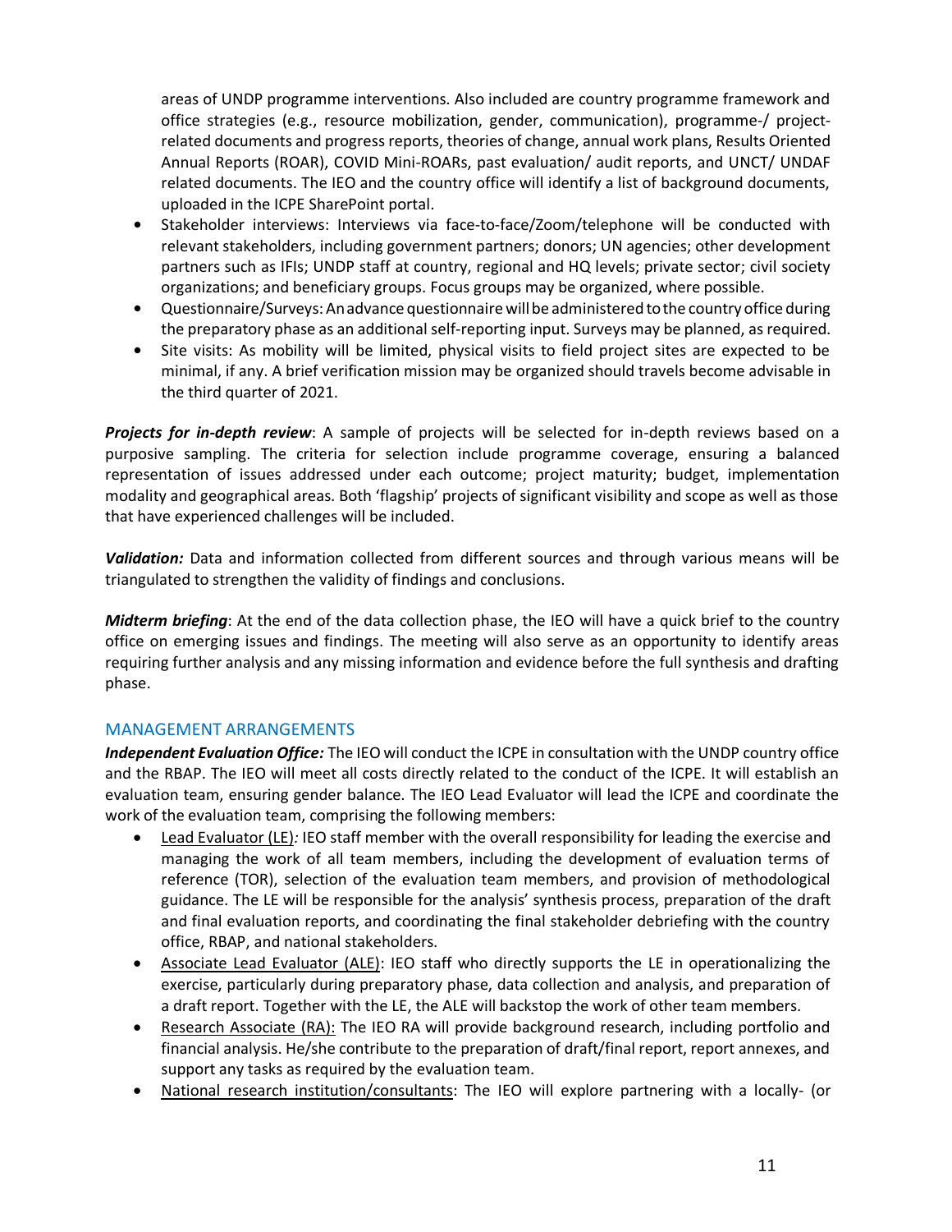areas of UNDP programme interventions. Also included are country programme framework and office strategies (e.g., resource mobilization, gender, communication), programme-/ project-related documents and progress reports, theories of change, annual work plans, Results Oriented Annual Reports (ROAR), COVID Mini-ROARs, past evaluation/ audit reports, and UNCT/ UNDAF related documents. The IEO and the country office will identify a list of background documents, uploaded in the ICPE SharePoint portal.

- Stakeholder interviews: Interviews via face-to-face/Zoom/telephone will be conducted with relevant stakeholders, including government partners; donors; UN agencies; other development partners such as IFIs; UNDP staff at country, regional and HQ levels; private sector; civil society organizations; and beneficiary groups. Focus groups may be organized, where possible.
- Questionnaire/Surveys: An advance questionnaire will be administered to the country office during the preparatory phase as an additional self-reporting input. Surveys may be planned, as required.
- Site visits: As mobility will be limited, physical visits to field project sites are expected to be minimal, if any. A brief verification mission may be organized should travels become advisable in the third quarter of 2021.

***Projects for in-depth review***: A sample of projects will be selected for in-depth reviews based on a purposive sampling. The criteria for selection include programme coverage, ensuring a balanced representation of issues addressed under each outcome; project maturity; budget, implementation modality and geographical areas. Both 'flagship' projects of significant visibility and scope as well as those that have experienced challenges will be included.

***Validation:*** Data and information collected from different sources and through various means will be triangulated to strengthen the validity of findings and conclusions.

***Midterm briefing***: At the end of the data collection phase, the IEO will have a quick brief to the country office on emerging issues and findings. The meeting will also serve as an opportunity to identify areas requiring further analysis and any missing information and evidence before the full synthesis and drafting phase.

## MANAGEMENT ARRANGEMENTS

***Independent Evaluation Office:*** The IEO will conduct the ICPE in consultation with the UNDP country office and the RBAP. The IEO will meet all costs directly related to the conduct of the ICPE. It will establish an evaluation team, ensuring gender balance. The IEO Lead Evaluator will lead the ICPE and coordinate the work of the evaluation team, comprising the following members:

- Lead Evaluator (LE)*:* IEO staff member with the overall responsibility for leading the exercise and managing the work of all team members, including the development of evaluation terms of reference (TOR), selection of the evaluation team members, and provision of methodological guidance. The LE will be responsible for the analysis' synthesis process, preparation of the draft and final evaluation reports, and coordinating the final stakeholder debriefing with the country office, RBAP, and national stakeholders.
- Associate Lead Evaluator (ALE): IEO staff who directly supports the LE in operationalizing the exercise, particularly during preparatory phase, data collection and analysis, and preparation of a draft report. Together with the LE, the ALE will backstop the work of other team members.
- Research Associate (RA): The IEO RA will provide background research, including portfolio and financial analysis. He/she contribute to the preparation of draft/final report, report annexes, and support any tasks as required by the evaluation team.
- National research institution/consultants: The IEO will explore partnering with a locally- (or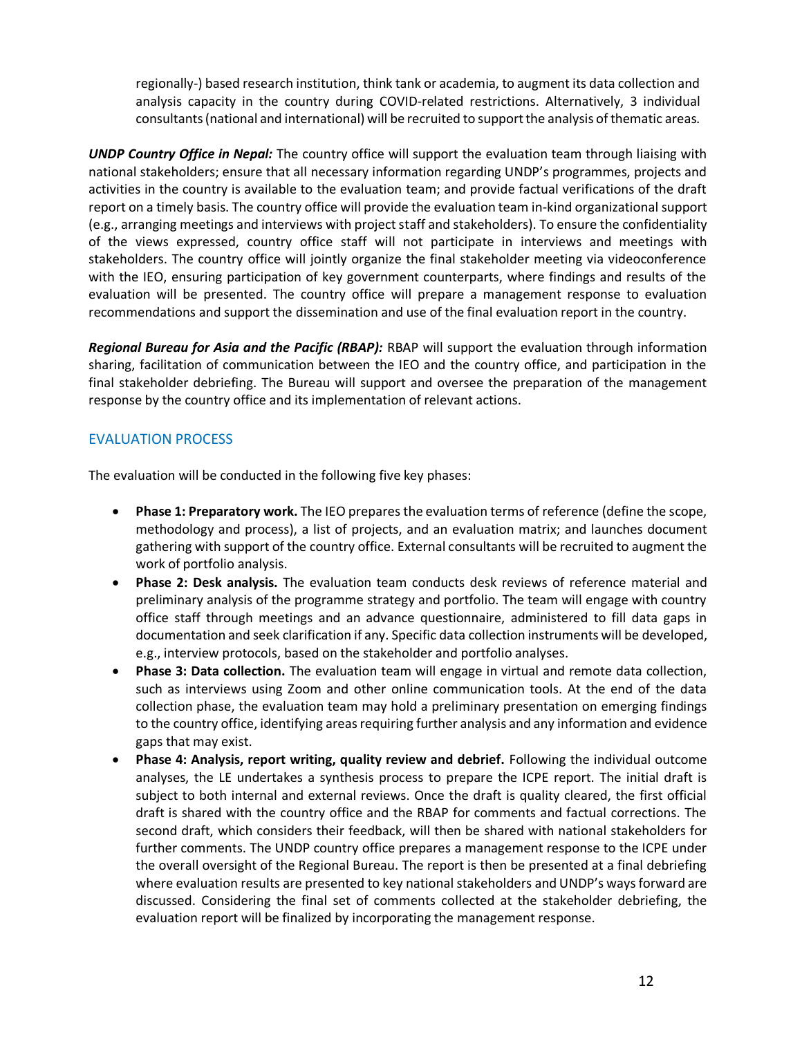regionally-) based research institution, think tank or academia, to augment its data collection and analysis capacity in the country during COVID-related restrictions. Alternatively, 3 individual consultants (national and international) will be recruited to support the analysis of thematic areas.

***UNDP Country Office in Nepal:*** The country office will support the evaluation team through liaising with national stakeholders; ensure that all necessary information regarding UNDP's programmes, projects and activities in the country is available to the evaluation team; and provide factual verifications of the draft report on a timely basis. The country office will provide the evaluation team in-kind organizational support (e.g., arranging meetings and interviews with project staff and stakeholders). To ensure the confidentiality of the views expressed, country office staff will not participate in interviews and meetings with stakeholders. The country office will jointly organize the final stakeholder meeting via videoconference with the IEO, ensuring participation of key government counterparts, where findings and results of the evaluation will be presented. The country office will prepare a management response to evaluation recommendations and support the dissemination and use of the final evaluation report in the country.

***Regional Bureau for Asia and the Pacific (RBAP):*** RBAP will support the evaluation through information sharing, facilitation of communication between the IEO and the country office, and participation in the final stakeholder debriefing. The Bureau will support and oversee the preparation of the management response by the country office and its implementation of relevant actions.

## EVALUATION PROCESS

The evaluation will be conducted in the following five key phases:

- **Phase 1: Preparatory work.** The IEO prepares the evaluation terms of reference (define the scope, methodology and process), a list of projects, and an evaluation matrix; and launches document gathering with support of the country office. External consultants will be recruited to augment the work of portfolio analysis.
- **Phase 2: Desk analysis.** The evaluation team conducts desk reviews of reference material and preliminary analysis of the programme strategy and portfolio. The team will engage with country office staff through meetings and an advance questionnaire, administered to fill data gaps in documentation and seek clarification if any. Specific data collection instruments will be developed, e.g., interview protocols, based on the stakeholder and portfolio analyses.
- **Phase 3: Data collection.** The evaluation team will engage in virtual and remote data collection, such as interviews using Zoom and other online communication tools. At the end of the data collection phase, the evaluation team may hold a preliminary presentation on emerging findings to the country office, identifying areas requiring further analysis and any information and evidence gaps that may exist.
- **Phase 4: Analysis, report writing, quality review and debrief.** Following the individual outcome analyses, the LE undertakes a synthesis process to prepare the ICPE report. The initial draft is subject to both internal and external reviews. Once the draft is quality cleared, the first official draft is shared with the country office and the RBAP for comments and factual corrections. The second draft, which considers their feedback, will then be shared with national stakeholders for further comments. The UNDP country office prepares a management response to the ICPE under the overall oversight of the Regional Bureau. The report is then be presented at a final debriefing where evaluation results are presented to key national stakeholders and UNDP's ways forward are discussed. Considering the final set of comments collected at the stakeholder debriefing, the evaluation report will be finalized by incorporating the management response.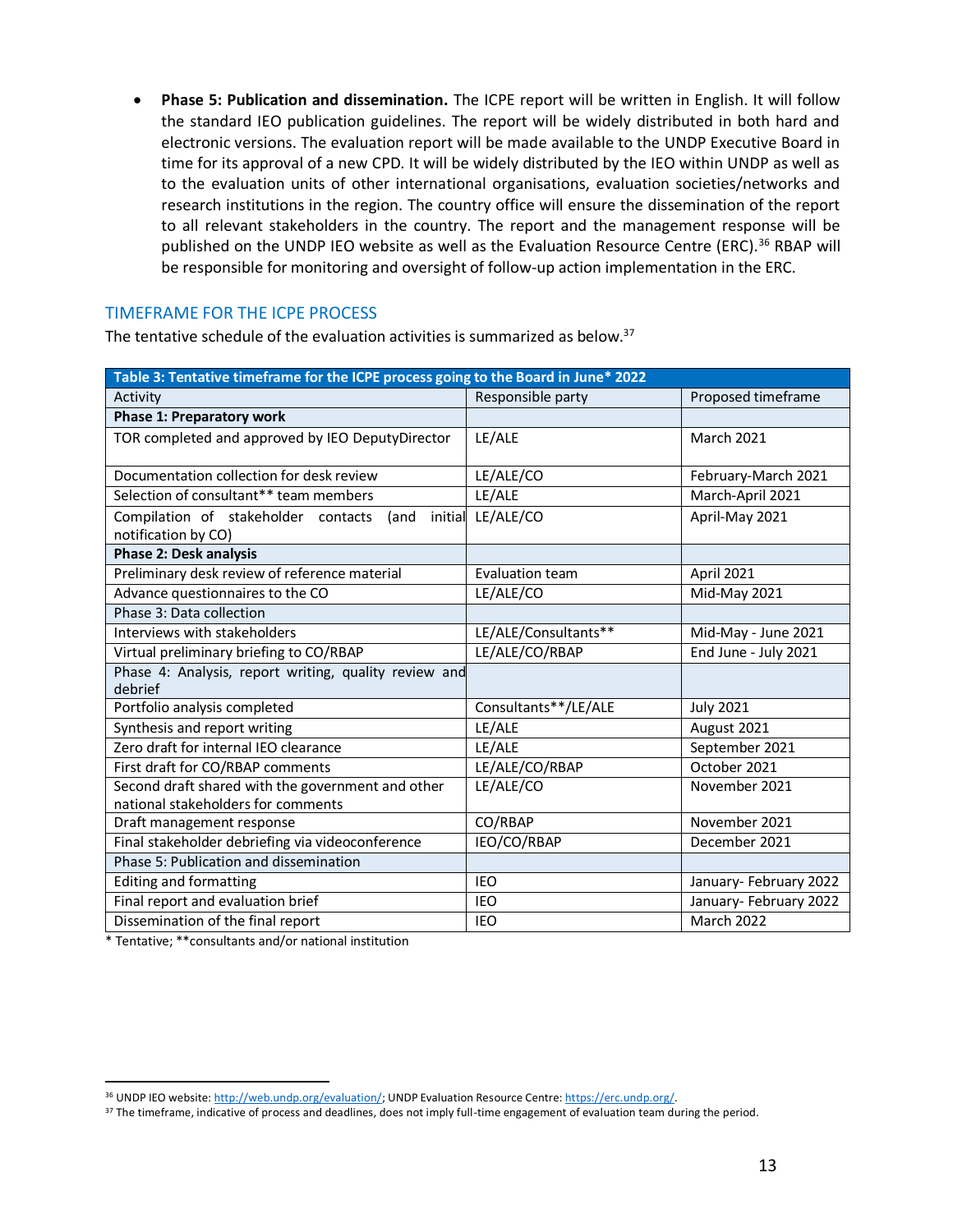- **Phase 5: Publication and dissemination.** The ICPE report will be written in English. It will follow the standard IEO publication guidelines. The report will be widely distributed in both hard and electronic versions. The evaluation report will be made available to the UNDP Executive Board in time for its approval of a new CPD. It will be widely distributed by the IEO within UNDP as well as to the evaluation units of other international organisations, evaluation societies/networks and research institutions in the region. The country office will ensure the dissemination of the report to all relevant stakeholders in the country. The report and the management response will be published on the UNDP IEO website as well as the Evaluation Resource Centre (ERC).[36] RBAP will be responsible for monitoring and oversight of follow-up action implementation in the ERC.

## TIMEFRAME FOR THE ICPE PROCESS

The tentative schedule of the evaluation activities is summarized as below.[37]

| Table 3: Tentative timeframe for the ICPE process going to the Board in June* 2022 | | |
|---|---|---|
| Activity | Responsible party | Proposed timeframe |
| **Phase 1: Preparatory work** | | |
| TOR completed and approved by IEO DeputyDirector | LE/ALE | March 2021 |
| Documentation collection for desk review | LE/ALE/CO | February-March 2021 |
| Selection of consultant** team members | LE/ALE | March-April 2021 |
| Compilation of stakeholder contacts (and initial notification by CO) | LE/ALE/CO | April-May 2021 |
| **Phase 2: Desk analysis** | | |
| Preliminary desk review of reference material | Evaluation team | April 2021 |
| Advance questionnaires to the CO | LE/ALE/CO | Mid-May 2021 |
| Phase 3: Data collection | | |
| Interviews with stakeholders | LE/ALE/Consultants** | Mid-May - June 2021 |
| Virtual preliminary briefing to CO/RBAP | LE/ALE/CO/RBAP | End June - July 2021 |
| Phase 4: Analysis, report writing, quality review and debrief | | |
| Portfolio analysis completed | Consultants**/LE/ALE | July 2021 |
| Synthesis and report writing | LE/ALE | August 2021 |
| Zero draft for internal IEO clearance | LE/ALE | September 2021 |
| First draft for CO/RBAP comments | LE/ALE/CO/RBAP | October 2021 |
| Second draft shared with the government and other national stakeholders for comments | LE/ALE/CO | November 2021 |
| Draft management response | CO/RBAP | November 2021 |
| Final stakeholder debriefing via videoconference | IEO/CO/RBAP | December 2021 |
| Phase 5: Publication and dissemination | | |
| Editing and formatting | IEO | January- February 2022 |
| Final report and evaluation brief | IEO | January- February 2022 |
| Dissemination of the final report | IEO | March 2022 |

\* Tentative; **consultants and/or national institution

[36] UNDP IEO website: http://web.undp.org/evaluation/; UNDP Evaluation Resource Centre: https://erc.undp.org/.

[37] The timeframe, indicative of process and deadlines, does not imply full-time engagement of evaluation team during the period.